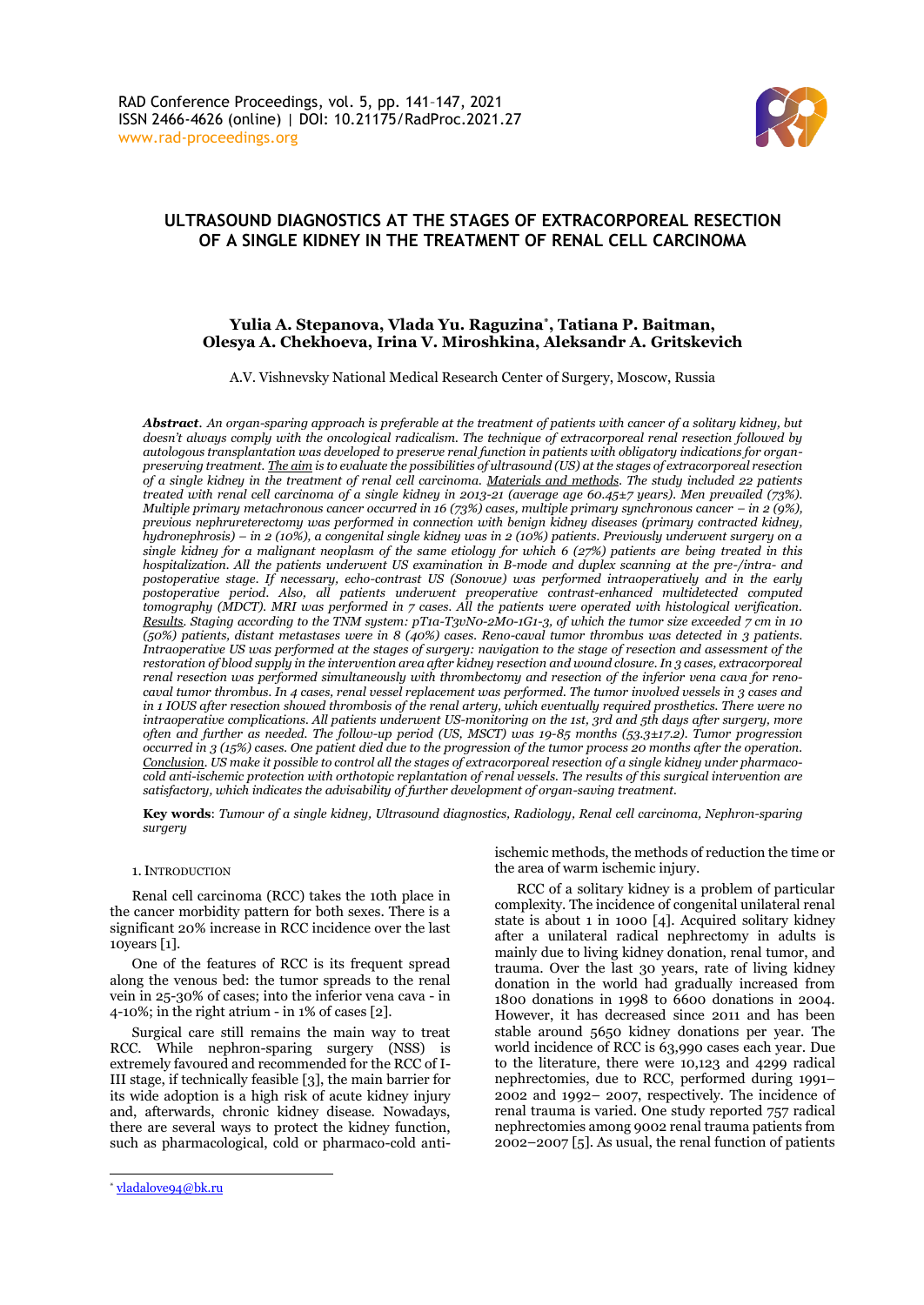# ULTRASOUND DIAGNOSTICS AT THE STAGES OF EXTRACORPOREAL RESECTION OF A SINGLE KIDNEY IN THE TREATMENT OF RENAL CELL CARCINOMA

**Yulia A. Stepanova, Vlada Yu. Raguzina[*], Tatiana P. Baitman, Olesya A. Chekhoeva, Irina V. Miroshkina, Aleksandr A. Gritskevich**

A.V. Vishnevsky National Medical Research Center of Surgery, Moscow, Russia

***Abstract***. *An organ-sparing approach is preferable at the treatment of patients with cancer of a solitary kidney, but doesn't always comply with the oncological radicalism. The technique of extracorporeal renal resection followed by autologous transplantation was developed to preserve renal function in patients with obligatory indications for organ-preserving treatment. The aim is to evaluate the possibilities of ultrasound (US) at the stages of extracorporeal resection of a single kidney in the treatment of renal cell carcinoma. Materials and methods. The study included 22 patients treated with renal cell carcinoma of a single kidney in 2013-21 (average age 60.45±7 years). Men prevailed (73%). Multiple primary metachronous cancer occurred in 16 (73%) cases, multiple primary synchronous cancer – in 2 (9%), previous nephrureterectomy was performed in connection with benign kidney diseases (primary contracted kidney, hydronephrosis) – in 2 (10%), a congenital single kidney was in 2 (10%) patients. Previously underwent surgery on a single kidney for a malignant neoplasm of the same etiology for which 6 (27%) patients are being treated in this hospitalization. All the patients underwent US examination in B-mode and duplex scanning at the pre-/intra- and postoperative stage. If necessary, echo-contrast US (Sonovue) was performed intraoperatively and in the early postoperative period. Also, all patients underwent preoperative contrast-enhanced multidetected computed tomography (MDCT). MRI was performed in 7 cases. All the patients were operated with histological verification. Results. Staging according to the TNM system: pT1a-T3vN0-2M0-1G1-3, of which the tumor size exceeded 7 cm in 10 (50%) patients, distant metastases were in 8 (40%) cases. Reno-caval tumor thrombus was detected in 3 patients. Intraoperative US was performed at the stages of surgery: navigation to the stage of resection and assessment of the restoration of blood supply in the intervention area after kidney resection and wound closure. In 3 cases, extracorporeal renal resection was performed simultaneously with thrombectomy and resection of the inferior vena cava for reno-caval tumor thrombus. In 4 cases, renal vessel replacement was performed. The tumor involved vessels in 3 cases and in 1 IOUS after resection showed thrombosis of the renal artery, which eventually required prosthetics. There were no intraoperative complications. All patients underwent US-monitoring on the 1st, 3rd and 5th days after surgery, more often and further as needed. The follow-up period (US, MSCT) was 19-85 months (53.3±17.2). Tumor progression occurred in 3 (15%) cases. One patient died due to the progression of the tumor process 20 months after the operation. Conclusion. US make it possible to control all the stages of extracorporeal resection of a single kidney under pharmaco-cold anti-ischemic protection with orthotopic replantation of renal vessels. The results of this surgical intervention are satisfactory, which indicates the advisability of further development of organ-saving treatment.*

**Key words**: *Tumour of a single kidney, Ultrasound diagnostics, Radiology, Renal cell carcinoma, Nephron-sparing surgery*

## 1. Introduction

Renal cell carcinoma (RCC) takes the 10th place in the cancer morbidity pattern for both sexes. There is a significant 20% increase in RCC incidence over the last 10years [1].

One of the features of RCC is its frequent spread along the venous bed: the tumor spreads to the renal vein in 25-30% of cases; into the inferior vena cava - in 4-10%; in the right atrium - in 1% of cases [2].

Surgical care still remains the main way to treat RCC. While nephron-sparing surgery (NSS) is extremely favoured and recommended for the RCC of I-III stage, if technically feasible [3], the main barrier for its wide adoption is a high risk of acute kidney injury and, afterwards, chronic kidney disease. Nowadays, there are several ways to protect the kidney function, such as pharmacological, cold or pharmaco-cold anti-ischemic methods, the methods of reduction the time or the area of warm ischemic injury.

RCC of a solitary kidney is a problem of particular complexity. The incidence of congenital unilateral renal state is about 1 in 1000 [4]. Acquired solitary kidney after a unilateral radical nephrectomy in adults is mainly due to living kidney donation, renal tumor, and trauma. Over the last 30 years, rate of living kidney donation in the world had gradually increased from 1800 donations in 1998 to 6600 donations in 2004. However, it has decreased since 2011 and has been stable around 5650 kidney donations per year. The world incidence of RCC is 63,990 cases each year. Due to the literature, there were 10,123 and 4299 radical nephrectomies, due to RCC, performed during 1991–2002 and 1992– 2007, respectively. The incidence of renal trauma is varied. One study reported 757 radical nephrectomies among 9002 renal trauma patients from 2002–2007 [5]. As usual, the renal function of patients

[*] vladalove94@bk.ru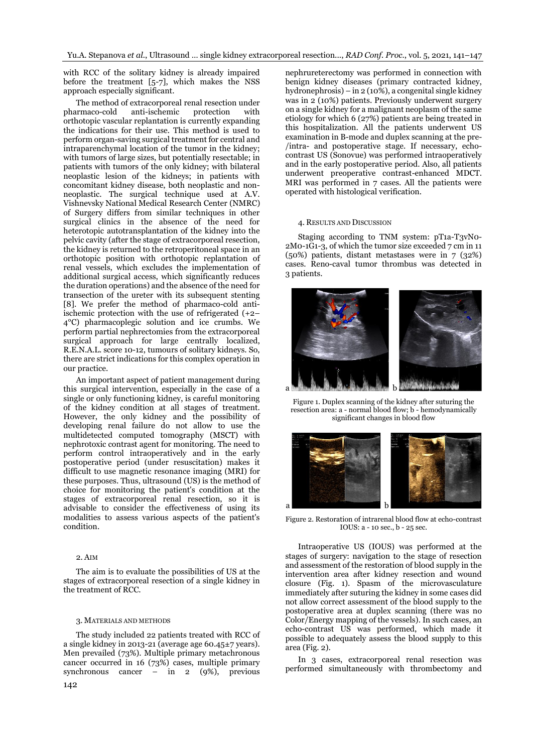with RCC of the solitary kidney is already impaired before the treatment [5-7], which makes the NSS approach especially significant.

The method of extracorporeal renal resection under pharmaco-cold anti-ischemic protection with orthotopic vascular replantation is currently expanding the indications for their use. This method is used to perform organ-saving surgical treatment for central and intraparenchymal location of the tumor in the kidney; with tumors of large sizes, but potentially resectable; in patients with tumors of the only kidney; with bilateral neoplastic lesion of the kidneys; in patients with concomitant kidney disease, both neoplastic and non-neoplastic. The surgical technique used at A.V. Vishnevsky National Medical Research Center (NMRC) of Surgery differs from similar techniques in other surgical clinics in the absence of the need for heterotopic autotransplantation of the kidney into the pelvic cavity (after the stage of extracorporeal resection, the kidney is returned to the retroperitoneal space in an orthotopic position with orthotopic replantation of renal vessels, which excludes the implementation of additional surgical access, which significantly reduces the duration operations) and the absence of the need for transection of the ureter with its subsequent stenting [8]. We prefer the method of pharmaco-cold anti-ischemic protection with the use of refrigerated (+2–4°C) pharmacoplegic solution and ice crumbs. We perform partial nephrectomies from the extracorporeal surgical approach for large centrally localized, R.E.N.A.L. score 10-12, tumours of solitary kidneys. So, there are strict indications for this complex operation in our practice.

An important aspect of patient management during this surgical intervention, especially in the case of a single or only functioning kidney, is careful monitoring of the kidney condition at all stages of treatment. However, the only kidney and the possibility of developing renal failure do not allow to use the multidetected computed tomography (MSCT) with nephrotoxic contrast agent for monitoring. The need to perform control intraoperatively and in the early postoperative period (under resuscitation) makes it difficult to use magnetic resonance imaging (MRI) for these purposes. Thus, ultrasound (US) is the method of choice for monitoring the patient's condition at the stages of extracorporeal renal resection, so it is advisable to consider the effectiveness of using its modalities to assess various aspects of the patient's condition.

## 2. Aim

The aim is to evaluate the possibilities of US at the stages of extracorporeal resection of a single kidney in the treatment of RCC.

## 3. Materials and Methods

The study included 22 patients treated with RCC of a single kidney in 2013-21 (average age 60.45±7 years). Men prevailed (73%). Multiple primary metachronous cancer occurred in 16 (73%) cases, multiple primary synchronous cancer – in 2 (9%), previous nephrureterectomy was performed in connection with benign kidney diseases (primary contracted kidney, hydronephrosis) – in 2 (10%), a congenital single kidney was in 2 (10%) patients. Previously underwent surgery on a single kidney for a malignant neoplasm of the same etiology for which 6 (27%) patients are being treated in this hospitalization. All the patients underwent US examination in B-mode and duplex scanning at the pre-/intra- and postoperative stage. If necessary, echo-contrast US (Sonovue) was performed intraoperatively and in the early postoperative period. Also, all patients underwent preoperative contrast-enhanced MDCT. MRI was performed in 7 cases. All the patients were operated with histological verification.

## 4. Results and Discussion

Staging according to TNM system: pT1a-T3vN0-2M0-1G1-3, of which the tumor size exceeded 7 cm in 11 (50%) patients, distant metastases were in 7 (32%) cases. Reno-caval tumor thrombus was detected in 3 patients.

Figure 1. Duplex scanning of the kidney after suturing the resection area: a - normal blood flow; b - hemodynamically significant changes in blood flow

Figure 2. Restoration of intrarenal blood flow at echo-contrast IOUS: a - 10 sec., b - 25 sec.

Intraoperative US (IOUS) was performed at the stages of surgery: navigation to the stage of resection and assessment of the restoration of blood supply in the intervention area after kidney resection and wound closure (Fig. 1). Spasm of the microvasculature immediately after suturing the kidney in some cases did not allow correct assessment of the blood supply to the postoperative area at duplex scanning (there was no Color/Energy mapping of the vessels). In such cases, an echo-contrast US was performed, which made it possible to adequately assess the blood supply to this area (Fig. 2).

In 3 cases, extracorporeal renal resection was performed simultaneously with thrombectomy and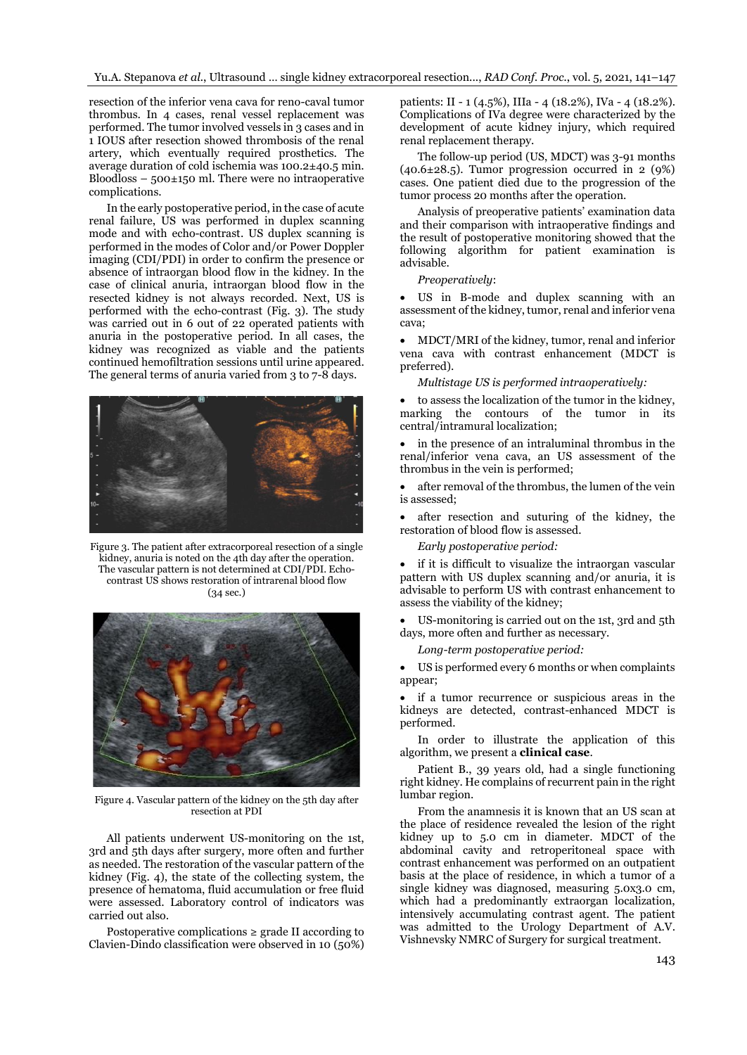resection of the inferior vena cava for reno-caval tumor thrombus. In 4 cases, renal vessel replacement was performed. The tumor involved vessels in 3 cases and in 1 IOUS after resection showed thrombosis of the renal artery, which eventually required prosthetics. The average duration of cold ischemia was 100.2±40.5 min. Bloodloss – 500±150 ml. There were no intraoperative complications.

In the early postoperative period, in the case of acute renal failure, US was performed in duplex scanning mode and with echo-contrast. US duplex scanning is performed in the modes of Color and/or Power Doppler imaging (CDI/PDI) in order to confirm the presence or absence of intraorgan blood flow in the kidney. In the case of clinical anuria, intraorgan blood flow in the resected kidney is not always recorded. Next, US is performed with the echo-contrast (Fig. 3). The study was carried out in 6 out of 22 operated patients with anuria in the postoperative period. In all cases, the kidney was recognized as viable and the patients continued hemofiltration sessions until urine appeared. The general terms of anuria varied from 3 to 7-8 days.

Figure 3. The patient after extracorporeal resection of a single kidney, anuria is noted on the 4th day after the operation. The vascular pattern is not determined at CDI/PDI. Echo-contrast US shows restoration of intrarenal blood flow (34 sec.)

Figure 4. Vascular pattern of the kidney on the 5th day after resection at PDI

All patients underwent US-monitoring on the 1st, 3rd and 5th days after surgery, more often and further as needed. The restoration of the vascular pattern of the kidney (Fig. 4), the state of the collecting system, the presence of hematoma, fluid accumulation or free fluid were assessed. Laboratory control of indicators was carried out also.

Postoperative complications ≥ grade II according to Clavien-Dindo classification were observed in 10 (50%) patients: II - 1 (4.5%), IIIa - 4 (18.2%), IVa - 4 (18.2%). Complications of IVa degree were characterized by the development of acute kidney injury, which required renal replacement therapy.

The follow-up period (US, MDCT) was 3-91 months (40.6±28.5). Tumor progression occurred in 2 (9%) cases. One patient died due to the progression of the tumor process 20 months after the operation.

Analysis of preoperative patients' examination data and their comparison with intraoperative findings and the result of postoperative monitoring showed that the following algorithm for patient examination is advisable.

*Preoperatively*:

- US in B-mode and duplex scanning with an assessment of the kidney, tumor, renal and inferior vena cava;
- MDCT/MRI of the kidney, tumor, renal and inferior vena cava with contrast enhancement (MDCT is preferred).

*Multistage US is performed intraoperatively:*

- to assess the localization of the tumor in the kidney, marking the contours of the tumor in its central/intramural localization;
- in the presence of an intraluminal thrombus in the renal/inferior vena cava, an US assessment of the thrombus in the vein is performed;
- after removal of the thrombus, the lumen of the vein is assessed;
- after resection and suturing of the kidney, the restoration of blood flow is assessed.

*Early postoperative period:*

- if it is difficult to visualize the intraorgan vascular pattern with US duplex scanning and/or anuria, it is advisable to perform US with contrast enhancement to assess the viability of the kidney;
- US-monitoring is carried out on the 1st, 3rd and 5th days, more often and further as necessary.

*Long-term postoperative period:*

- US is performed every 6 months or when complaints appear;
- if a tumor recurrence or suspicious areas in the kidneys are detected, contrast-enhanced MDCT is performed.

In order to illustrate the application of this algorithm, we present a **clinical case**.

Patient B., 39 years old, had a single functioning right kidney. He complains of recurrent pain in the right lumbar region.

From the anamnesis it is known that an US scan at the place of residence revealed the lesion of the right kidney up to 5.0 cm in diameter. MDCT of the abdominal cavity and retroperitoneal space with contrast enhancement was performed on an outpatient basis at the place of residence, in which a tumor of a single kidney was diagnosed, measuring 5.0x3.0 cm, which had a predominantly extraorgan localization, intensively accumulating contrast agent. The patient was admitted to the Urology Department of A.V. Vishnevsky NMRC of Surgery for surgical treatment.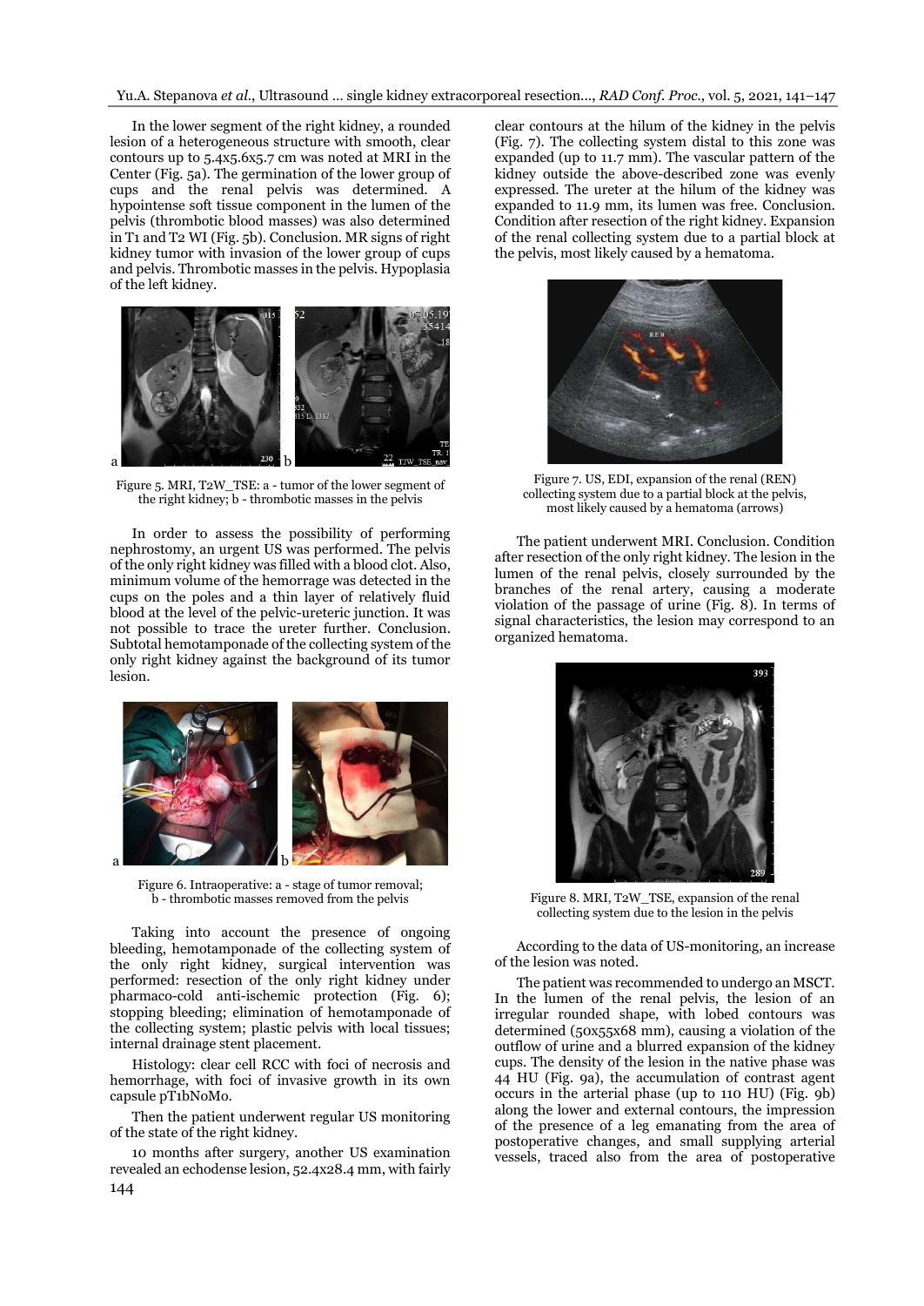In the lower segment of the right kidney, a rounded lesion of a heterogeneous structure with smooth, clear contours up to 5.4x5.6x5.7 cm was noted at MRI in the Center (Fig. 5a). The germination of the lower group of cups and the renal pelvis was determined. A hypointense soft tissue component in the lumen of the pelvis (thrombotic blood masses) was also determined in T1 and T2 WI (Fig. 5b). Conclusion. MR signs of right kidney tumor with invasion of the lower group of cups and pelvis. Thrombotic masses in the pelvis. Hypoplasia of the left kidney.

Figure 5. MRI, T2W_TSE: a - tumor of the lower segment of the right kidney; b - thrombotic masses in the pelvis

In order to assess the possibility of performing nephrostomy, an urgent US was performed. The pelvis of the only right kidney was filled with a blood clot. Also, minimum volume of the hemorrage was detected in the cups on the poles and a thin layer of relatively fluid blood at the level of the pelvic-ureteric junction. It was not possible to trace the ureter further. Conclusion. Subtotal hemotamponade of the collecting system of the only right kidney against the background of its tumor lesion.

Figure 6. Intraoperative: a - stage of tumor removal; b - thrombotic masses removed from the pelvis

Taking into account the presence of ongoing bleeding, hemotamponade of the collecting system of the only right kidney, surgical intervention was performed: resection of the only right kidney under pharmaco-cold anti-ischemic protection (Fig. 6); stopping bleeding; elimination of hemotamponade of the collecting system; plastic pelvis with local tissues; internal drainage stent placement.

Histology: clear cell RCC with foci of necrosis and hemorrhage, with foci of invasive growth in its own capsule pT1bN0M0.

Then the patient underwent regular US monitoring of the state of the right kidney.

10 months after surgery, another US examination revealed an echodense lesion, 52.4x28.4 mm, with fairly clear contours at the hilum of the kidney in the pelvis (Fig. 7). The collecting system distal to this zone was expanded (up to 11.7 mm). The vascular pattern of the kidney outside the above-described zone was evenly expressed. The ureter at the hilum of the kidney was expanded to 11.9 mm, its lumen was free. Conclusion. Condition after resection of the right kidney. Expansion of the renal collecting system due to a partial block at the pelvis, most likely caused by a hematoma.

Figure 7. US, EDI, expansion of the renal (REN) collecting system due to a partial block at the pelvis, most likely caused by a hematoma (arrows)

The patient underwent MRI. Conclusion. Condition after resection of the only right kidney. The lesion in the lumen of the renal pelvis, closely surrounded by the branches of the renal artery, causing a moderate violation of the passage of urine (Fig. 8). In terms of signal characteristics, the lesion may correspond to an organized hematoma.

Figure 8. MRI, T2W_TSE, expansion of the renal collecting system due to the lesion in the pelvis

According to the data of US-monitoring, an increase of the lesion was noted.

The patient was recommended to undergo an MSCT. In the lumen of the renal pelvis, the lesion of an irregular rounded shape, with lobed contours was determined (50x55x68 mm), causing a violation of the outflow of urine and a blurred expansion of the kidney cups. The density of the lesion in the native phase was 44 HU (Fig. 9a), the accumulation of contrast agent occurs in the arterial phase (up to 110 HU) (Fig. 9b) along the lower and external contours, the impression of the presence of a leg emanating from the area of postoperative changes, and small supplying arterial vessels, traced also from the area of postoperative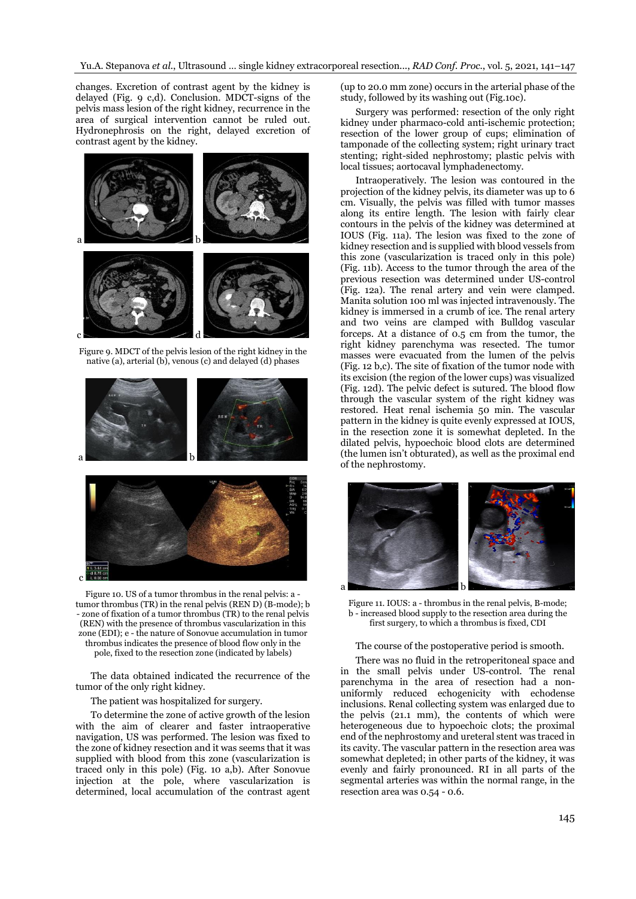changes. Excretion of contrast agent by the kidney is delayed (Fig. 9 c,d). Conclusion. MDCT-signs of the pelvis mass lesion of the right kidney, recurrence in the area of surgical intervention cannot be ruled out. Hydronephrosis on the right, delayed excretion of contrast agent by the kidney.

Figure 9. MDCT of the pelvis lesion of the right kidney in the native (a), arterial (b), venous (c) and delayed (d) phases

Figure 10. US of a tumor thrombus in the renal pelvis: a - tumor thrombus (TR) in the renal pelvis (REN D) (B-mode); b - zone of fixation of a tumor thrombus (TR) to the renal pelvis (REN) with the presence of thrombus vascularization in this zone (EDI); c - the nature of Sonovue accumulation in tumor thrombus indicates the presence of blood flow only in the pole, fixed to the resection zone (indicated by labels)

The data obtained indicated the recurrence of the tumor of the only right kidney.

The patient was hospitalized for surgery.

To determine the zone of active growth of the lesion with the aim of clearer and faster intraoperative navigation, US was performed. The lesion was fixed to the zone of kidney resection and it was seems that it was supplied with blood from this zone (vascularization is traced only in this pole) (Fig. 10 a,b). After Sonovue injection at the pole, where vascularization is determined, local accumulation of the contrast agent (up to 20.0 mm zone) occurs in the arterial phase of the study, followed by its washing out (Fig.10c).

Surgery was performed: resection of the only right kidney under pharmaco-cold anti-ischemic protection; resection of the lower group of cups; elimination of tamponade of the collecting system; right urinary tract stenting; right-sided nephrostomy; plastic pelvis with local tissues; aortocaval lymphadenectomy.

Intraoperatively. The lesion was contoured in the projection of the kidney pelvis, its diameter was up to 6 cm. Visually, the pelvis was filled with tumor masses along its entire length. The lesion with fairly clear contours in the pelvis of the kidney was determined at IOUS (Fig. 11a). The lesion was fixed to the zone of kidney resection and is supplied with blood vessels from this zone (vascularization is traced only in this pole) (Fig. 11b). Access to the tumor through the area of the previous resection was determined under US-control (Fig. 12a). The renal artery and vein were clamped. Manita solution 100 ml was injected intravenously. The kidney is immersed in a crumb of ice. The renal artery and two veins are clamped with Bulldog vascular forceps. At a distance of 0.5 cm from the tumor, the right kidney parenchyma was resected. The tumor masses were evacuated from the lumen of the pelvis (Fig. 12 b,c). The site of fixation of the tumor node with its excision (the region of the lower cups) was visualized (Fig. 12d). The pelvic defect is sutured. The blood flow through the vascular system of the right kidney was restored. Heat renal ischemia 50 min. The vascular pattern in the kidney is quite evenly expressed at IOUS, in the resection zone it is somewhat depleted. In the dilated pelvis, hypoechoic blood clots are determined (the lumen isn't obturated), as well as the proximal end of the nephrostomy.

Figure 11. IOUS: a - thrombus in the renal pelvis, B-mode; b - increased blood supply to the resection area during the first surgery, to which a thrombus is fixed, CDI

The course of the postoperative period is smooth.

There was no fluid in the retroperitoneal space and in the small pelvis under US-control. The renal parenchyma in the area of resection had a non-uniformly reduced echogenicity with echodense inclusions. Renal collecting system was enlarged due to the pelvis (21.1 mm), the contents of which were heterogeneous due to hypoechoic clots; the proximal end of the nephrostomy and ureteral stent was traced in its cavity. The vascular pattern in the resection area was somewhat depleted; in other parts of the kidney, it was evenly and fairly pronounced. RI in all parts of the segmental arteries was within the normal range, in the resection area was 0.54 - 0.6.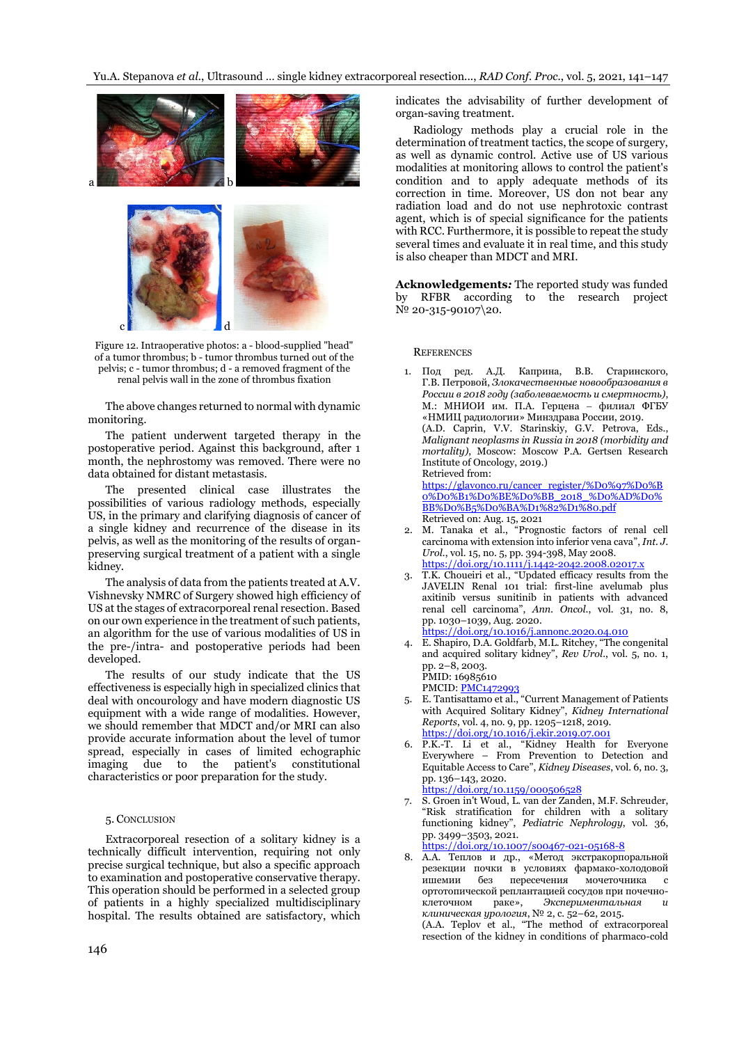Figure 12. Intraoperative photos: a - blood-supplied "head" of a tumor thrombus; b - tumor thrombus turned out of the pelvis; c - tumor thrombus; d - a removed fragment of the renal pelvis wall in the zone of thrombus fixation

The above changes returned to normal with dynamic monitoring.

The patient underwent targeted therapy in the postoperative period. Against this background, after 1 month, the nephrostomy was removed. There were no data obtained for distant metastasis.

The presented clinical case illustrates the possibilities of various radiology methods, especially US, in the primary and clarifying diagnosis of cancer of a single kidney and recurrence of the disease in its pelvis, as well as the monitoring of the results of organ-preserving surgical treatment of a patient with a single kidney.

The analysis of data from the patients treated at A.V. Vishnevsky NMRC of Surgery showed high efficiency of US at the stages of extracorporeal renal resection. Based on our own experience in the treatment of such patients, an algorithm for the use of various modalities of US in the pre-/intra- and postoperative periods had been developed.

The results of our study indicate that the US effectiveness is especially high in specialized clinics that deal with oncourology and have modern diagnostic US equipment with a wide range of modalities. However, we should remember that MDCT and/or MRI can also provide accurate information about the level of tumor spread, especially in cases of limited echographic imaging due to the patient's constitutional characteristics or poor preparation for the study.

## 5. Conclusion

Extracorporeal resection of a solitary kidney is a technically difficult intervention, requiring not only precise surgical technique, but also a specific approach to examination and postoperative conservative therapy. This operation should be performed in a selected group of patients in a highly specialized multidisciplinary hospital. The results obtained are satisfactory, which indicates the advisability of further development of organ-saving treatment.

Radiology methods play a crucial role in the determination of treatment tactics, the scope of surgery, as well as dynamic control. Active use of US various modalities at monitoring allows to control the patient's condition and to apply adequate methods of its correction in time. Moreover, US don not bear any radiation load and do not use nephrotoxic contrast agent, which is of special significance for the patients with RCC. Furthermore, it is possible to repeat the study several times and evaluate it in real time, and this study is also cheaper than MDCT and MRI.

**Acknowledgements***:* The reported study was funded by RFBR according to the research project № 20-315-90107\20.

## References

1. Под ред. А.Д. Каприна, В.В. Старинского, Г.В. Петровой, *Злокачественные новообразования в России в 2018 году (заболеваемость и смертность)*, М.: МНИОИ им. П.А. Герцена – филиал ФГБУ «НМИЦ радиологии» Минздрава России, 2019. (A.D. Caprin, V.V. Starinskiy, G.V. Petrova, Eds., *Malignant neoplasms in Russia in 2018 (morbidity and mortality)*, Moscow: Moscow P.A. Gertsen Research Institute of Oncology, 2019.) Retrieved from: https://glavonco.ru/cancer_register/%D0%97%D0%B0%D0%B1%D0%BE%D0%BB_2018_%D0%AD%D0%BB%D0%B5%D0%BA%D1%82%D1%80.pdf Retrieved on: Aug. 15, 2021
2. M. Tanaka et al., "Prognostic factors of renal cell carcinoma with extension into inferior vena cava", *Int. J. Urol.*, vol. 15, no. 5, pp. 394-398, May 2008. https://doi.org/10.1111/j.1442-2042.2008.02017.x
3. T.K. Choueiri et al., "Updated efficacy results from the JAVELIN Renal 101 trial: first-line avelumab plus axitinib versus sunitinib in patients with advanced renal cell carcinoma", *Ann. Oncol.*, vol. 31, no. 8, pp. 1030–1039, Aug. 2020. https://doi.org/10.1016/j.annonc.2020.04.010
4. E. Shapiro, D.A. Goldfarb, M.L. Ritchey, "The congenital and acquired solitary kidney", *Rev Urol.*, vol. 5, no. 1, pp. 2–8, 2003. PMID: 16985610 PMCID: PMC1472993
5. E. Tantisattamo et al., "Current Management of Patients with Acquired Solitary Kidney", *Kidney International Reports*, vol. 4, no. 9, pp. 1205–1218, 2019. https://doi.org/10.1016/j.ekir.2019.07.001
6. P.K.-T. Li et al., "Kidney Health for Everyone Everywhere – From Prevention to Detection and Equitable Access to Care", *Kidney Diseases*, vol. 6, no. 3, pp. 136–143, 2020. https://doi.org/10.1159/000506528
7. S. Groen in't Woud, L. van der Zanden, M.F. Schreuder, "Risk stratification for children with a solitary functioning kidney", *Pediatric Nephrology*, vol. 36, pp. 3499–3503, 2021. https://doi.org/10.1007/s00467-021-05168-8
8. А.А. Теплов и др., «Метод экстракорпоральной резекции почки в условиях фармако-холодовой ишемии без пересечения мочеточника с ортотопической реплантацией сосудов при почечно-клеточном раке», *Экспериментальная и клиническая урология*, № 2, с. 52–62, 2015. (A.A. Teplov et al., "The method of extracorporeal resection of the kidney in conditions of pharmaco-cold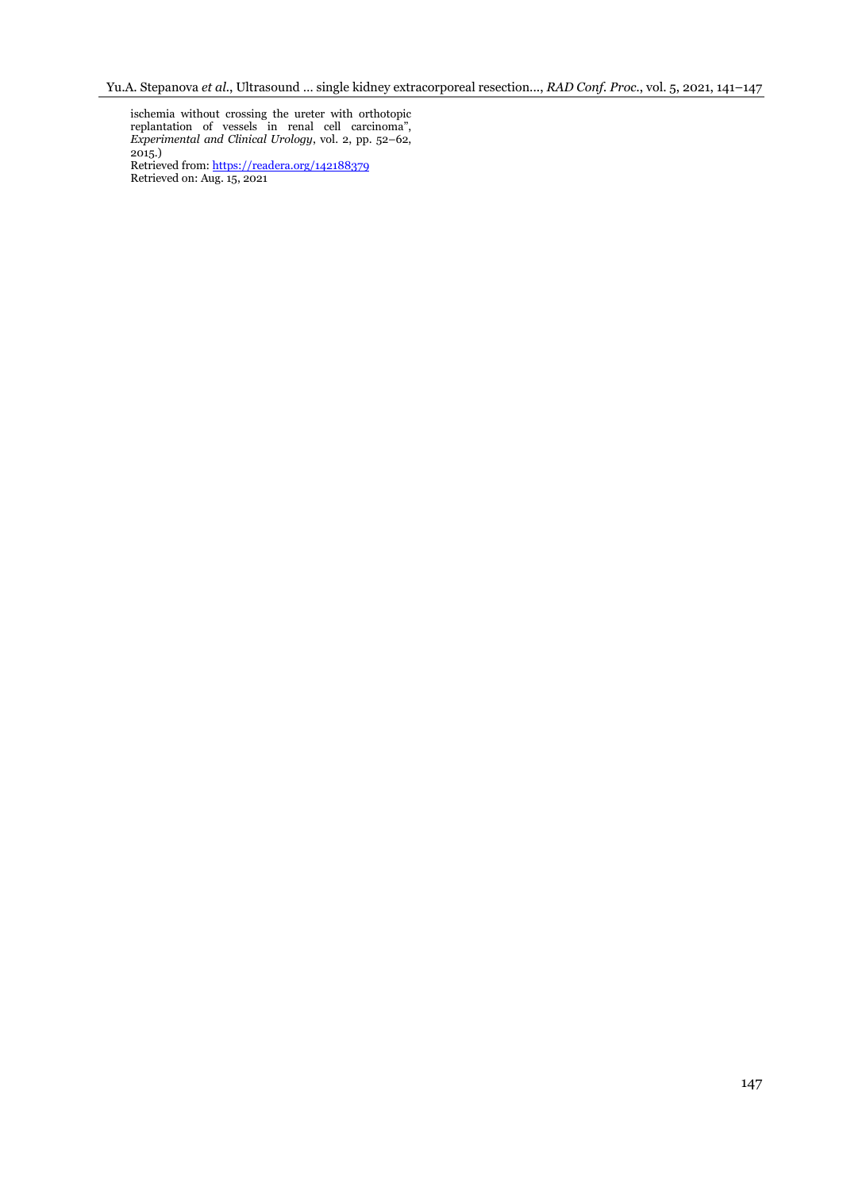ischemia without crossing the ureter with orthotopic replantation of vessels in renal cell carcinoma", *Experimental and Clinical Urology*, vol. 2, pp. 52–62, 2015.)
Retrieved from: https://readera.org/142188379
Retrieved on: Aug. 15, 2021